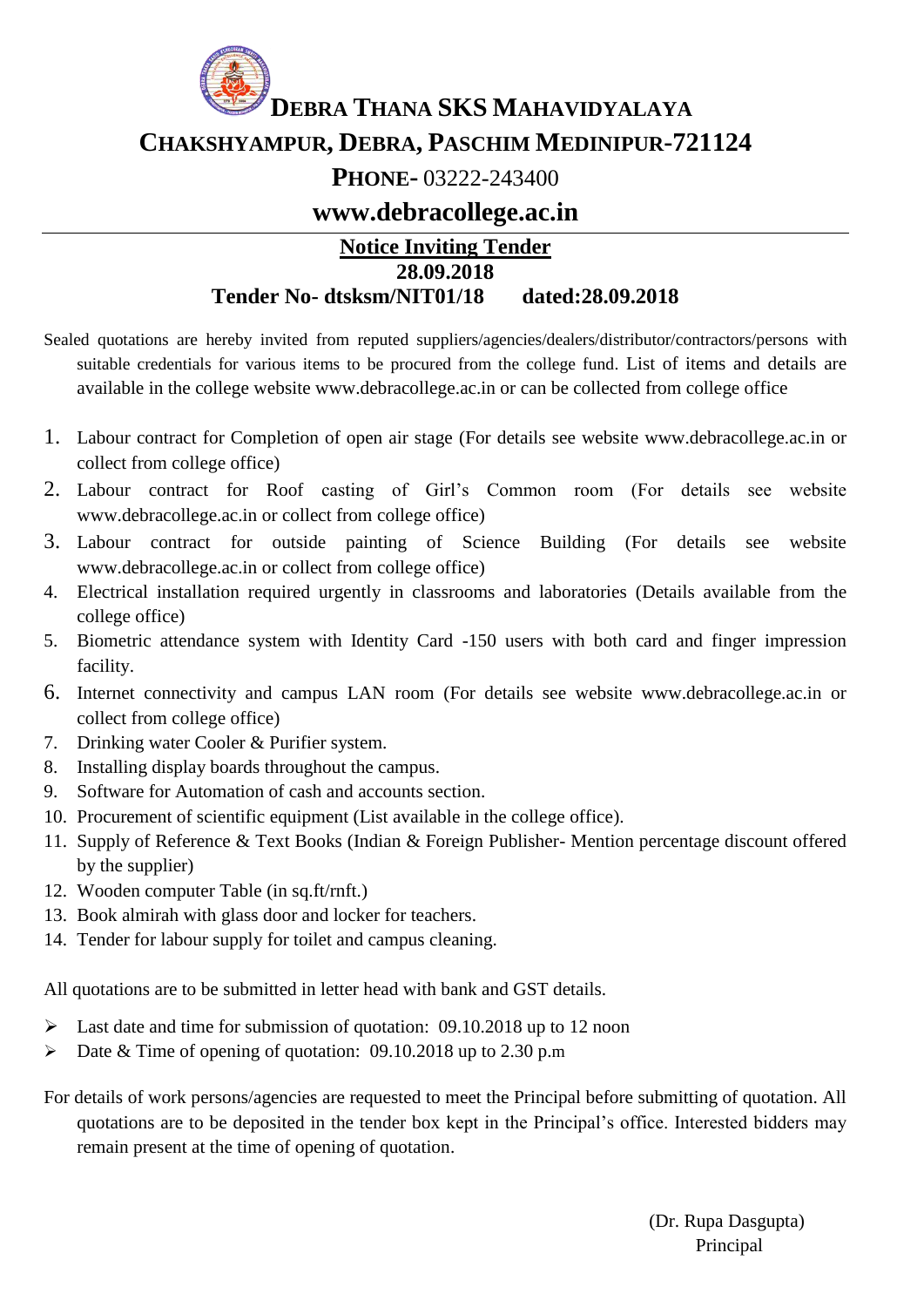# DEBRA THANA SKS MAHAVIDYALAYA

## CHAKSHYAMPUR, DEBRA, PASCHIM MEDINIPUR-721124

**PHONE-** 03222-243400

**www.debracollege.ac.in**

---

## Notice Inviting Tender

**28.09.2018**

**Tender No- dtsksm/NIT01/18 dated:28.09.2018**

Sealed quotations are hereby invited from reputed suppliers/agencies/dealers/distributor/contractors/persons with suitable credentials for various items to be procured from the college fund. List of items and details are available in the college website www.debracollege.ac.in or can be collected from college office

1. Labour contract for Completion of open air stage (For details see website www.debracollege.ac.in or collect from college office)
2. Labour contract for Roof casting of Girl's Common room (For details see website www.debracollege.ac.in or collect from college office)
3. Labour contract for outside painting of Science Building (For details see website www.debracollege.ac.in or collect from college office)
4. Electrical installation required urgently in classrooms and laboratories (Details available from the college office)
5. Biometric attendance system with Identity Card -150 users with both card and finger impression facility.
6. Internet connectivity and campus LAN room (For details see website www.debracollege.ac.in or collect from college office)
7. Drinking water Cooler & Purifier system.
8. Installing display boards throughout the campus.
9. Software for Automation of cash and accounts section.
10. Procurement of scientific equipment (List available in the college office).
11. Supply of Reference & Text Books (Indian & Foreign Publisher- Mention percentage discount offered by the supplier)
12. Wooden computer Table (in sq.ft/rnft.)
13. Book almirah with glass door and locker for teachers.
14. Tender for labour supply for toilet and campus cleaning.

All quotations are to be submitted in letter head with bank and GST details.

- Last date and time for submission of quotation: 09.10.2018 up to 12 noon
- Date & Time of opening of quotation: 09.10.2018 up to 2.30 p.m

For details of work persons/agencies are requested to meet the Principal before submitting of quotation. All quotations are to be deposited in the tender box kept in the Principal's office. Interested bidders may remain present at the time of opening of quotation.

(Dr. Rupa Dasgupta)
Principal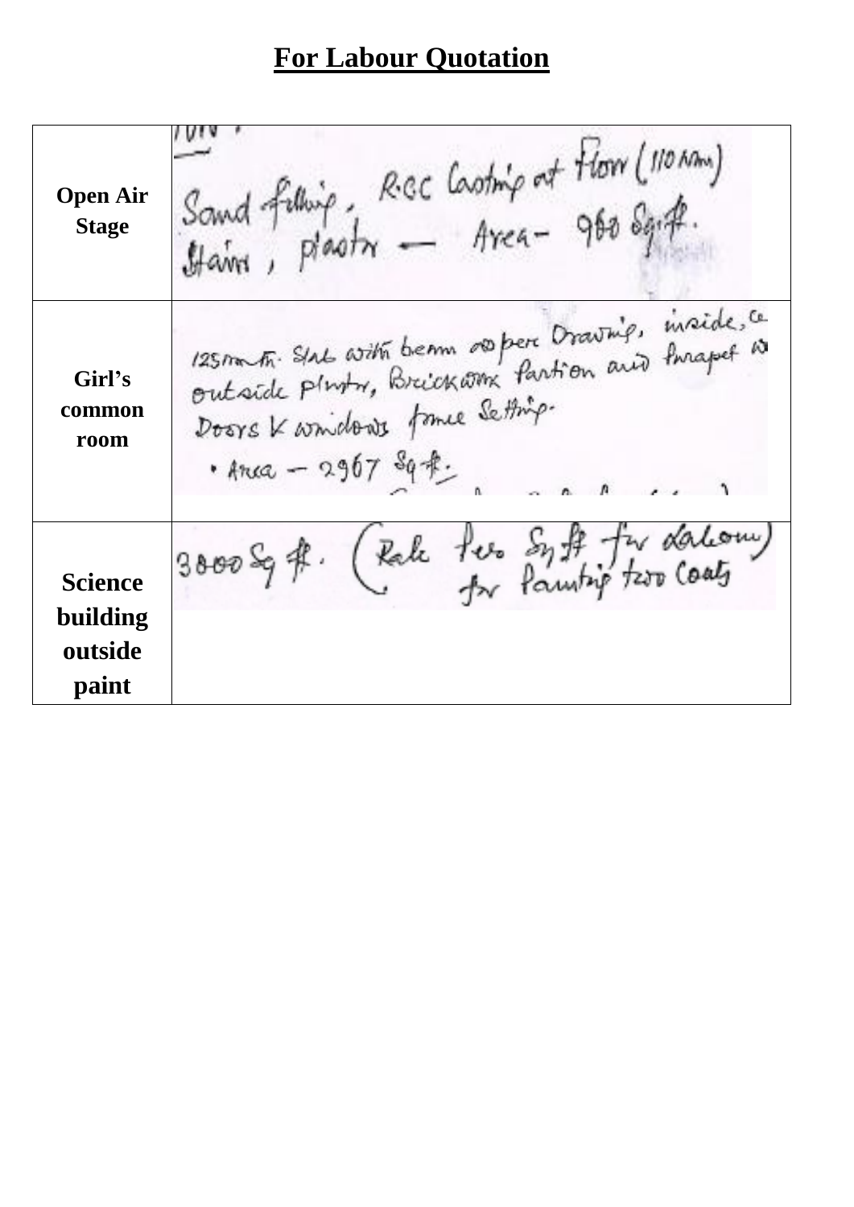# For Labour Quotation

| | |
|---|---|
| **Open Air Stage** | Sand filling, R.C.C Casting at Floor (110 mm) Stairs, plaster — Area - 960 Sq.ft. |
| **Girl's common room** | 125mm th. Slab with beam as per Drawing, inside, outside plaster, Brickwork Partition and Parapet wall Doors & windows frame Setting. • Area — 2967 Sq.ft. |
| **Science building outside paint** | 3000 Sq ft. (Rate Per Sq ft for Labour for Painting two Coats) |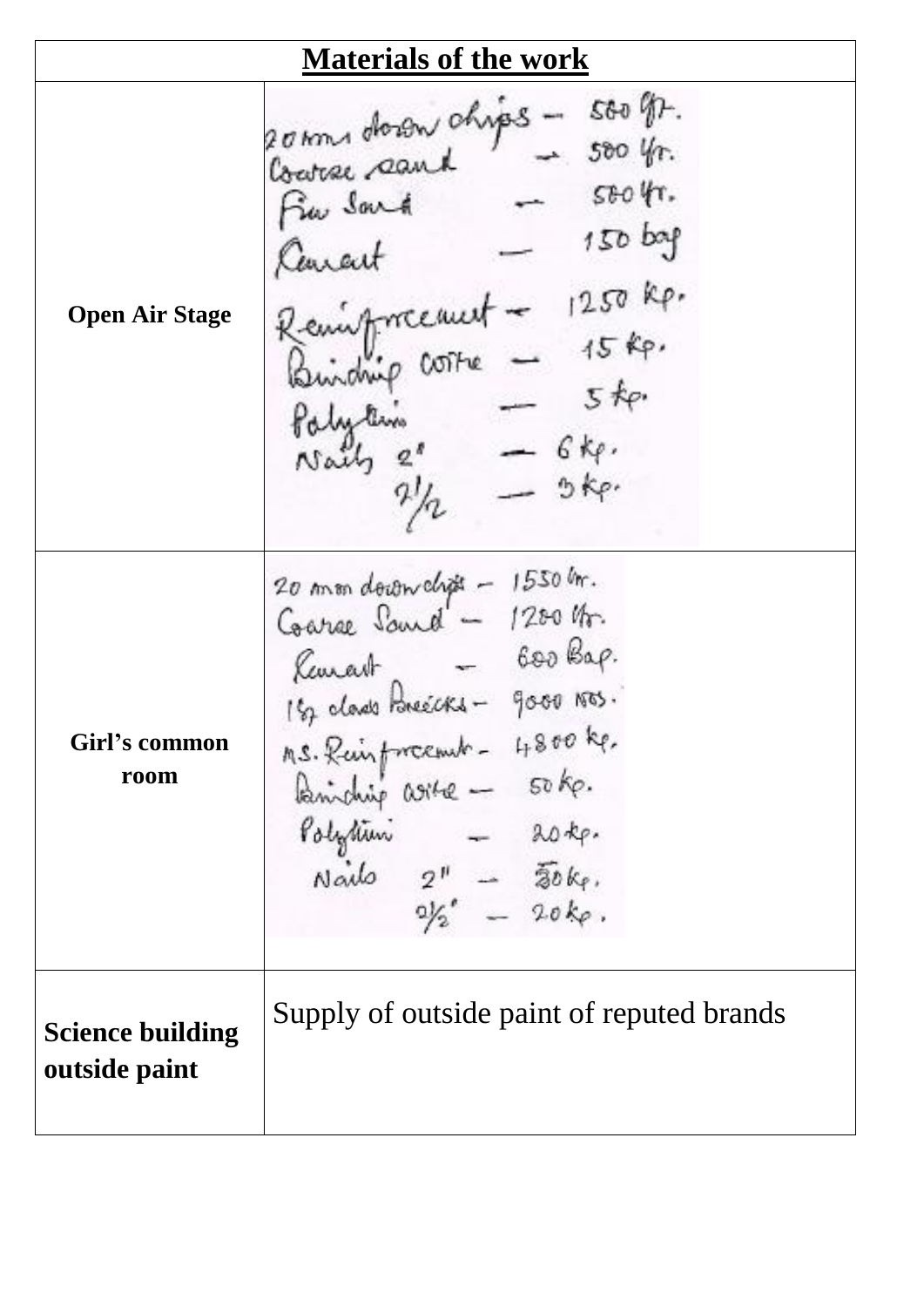| Materials of the work | |
|---|---|
| **Open Air Stage** | 20mm down chips — 500 Cft.<br>Coarse sand — 500 Cft.<br>Fine Sand — 500 Cft.<br>Cement — 150 bag<br>Reinforcement — 1250 Kg.<br>Binding wire — 15 Kg.<br>Polythin — 5 Kg.<br>Nails 2" — 6 Kg.<br>2½ — 3 Kg. |
| **Girl's common room** | 20 mm down chips — 1550 Cft.<br>Coarse Sand — 1200 Cft.<br>Cement — 600 Bag.<br>1st class Bricks — 9000 Nos.<br>M.S. Reinforcement — 4800 Kg.<br>Binding wire — 50 Kg.<br>Polythin — 20 Kg.<br>Nails 2" — 30 Kg.<br>2½" — 20 Kg. |
| **Science building outside paint** | Supply of outside paint of reputed brands |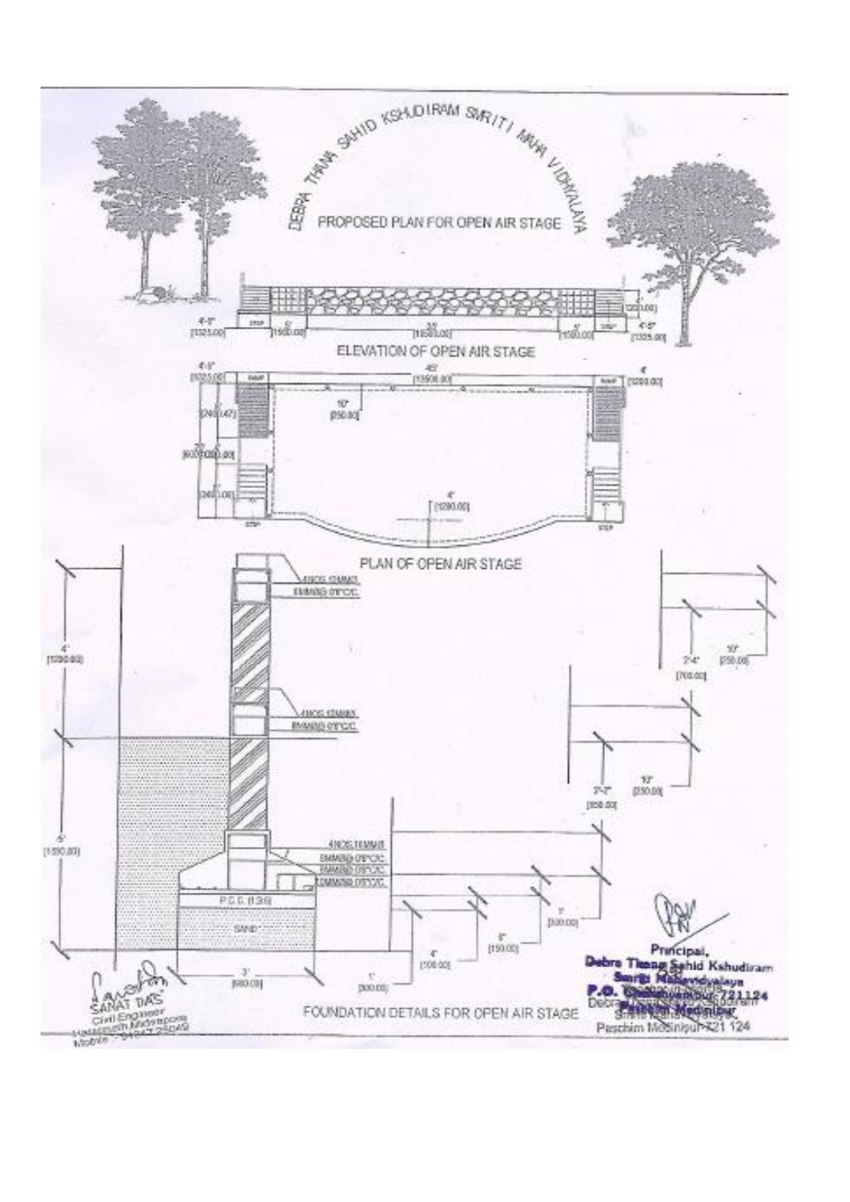DEBRA THANA SAHID KSHUDIRAM SMRITI MAHAVIDYALAYA

PROPOSED PLAN FOR OPEN AIR STAGE

ELEVATION OF OPEN AIR STAGE

PLAN OF OPEN AIR STAGE

FOUNDATION DETAILS FOR OPEN AIR STAGE

SANAT DAS
Civil Engineer
Haldia, Midnapore

Principal,
Debra Thana Sahid Kshudiram Smriti Mahavidyalaya
P.O. Chakshyampur-721124
Paschim Medinipur-721 124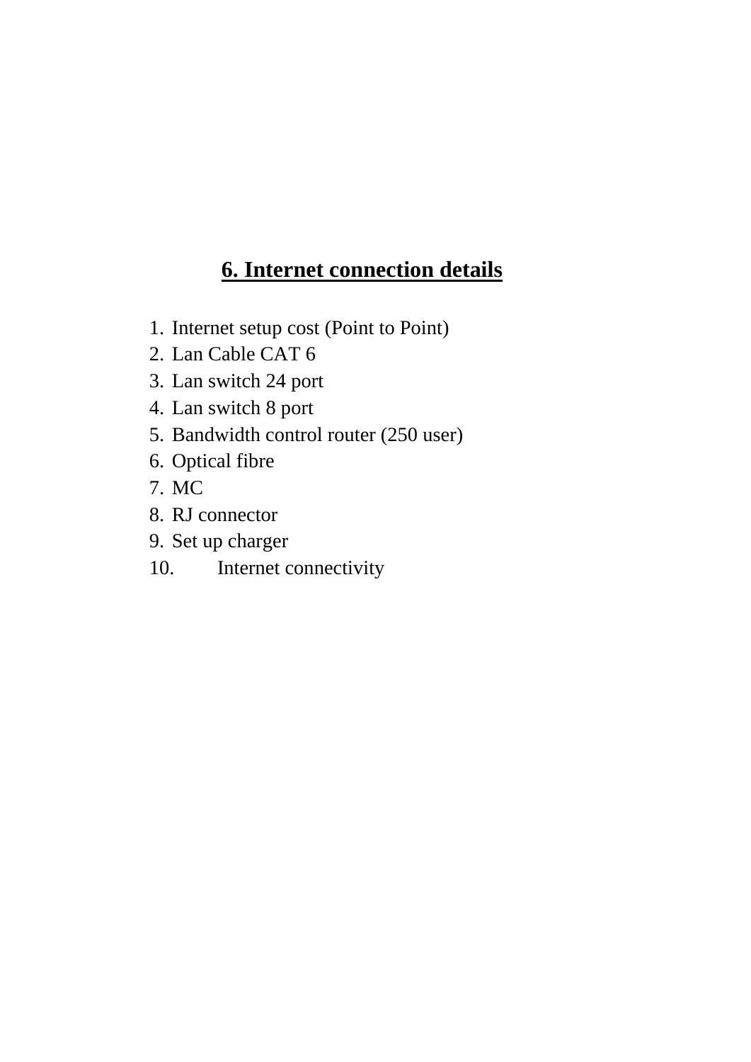## 6. Internet connection details

1. Internet setup cost (Point to Point)
2. Lan Cable CAT 6
3. Lan switch 24 port
4. Lan switch 8 port
5. Bandwidth control router (250 user)
6. Optical fibre
7. MC
8. RJ connector
9. Set up charger
10. Internet connectivity